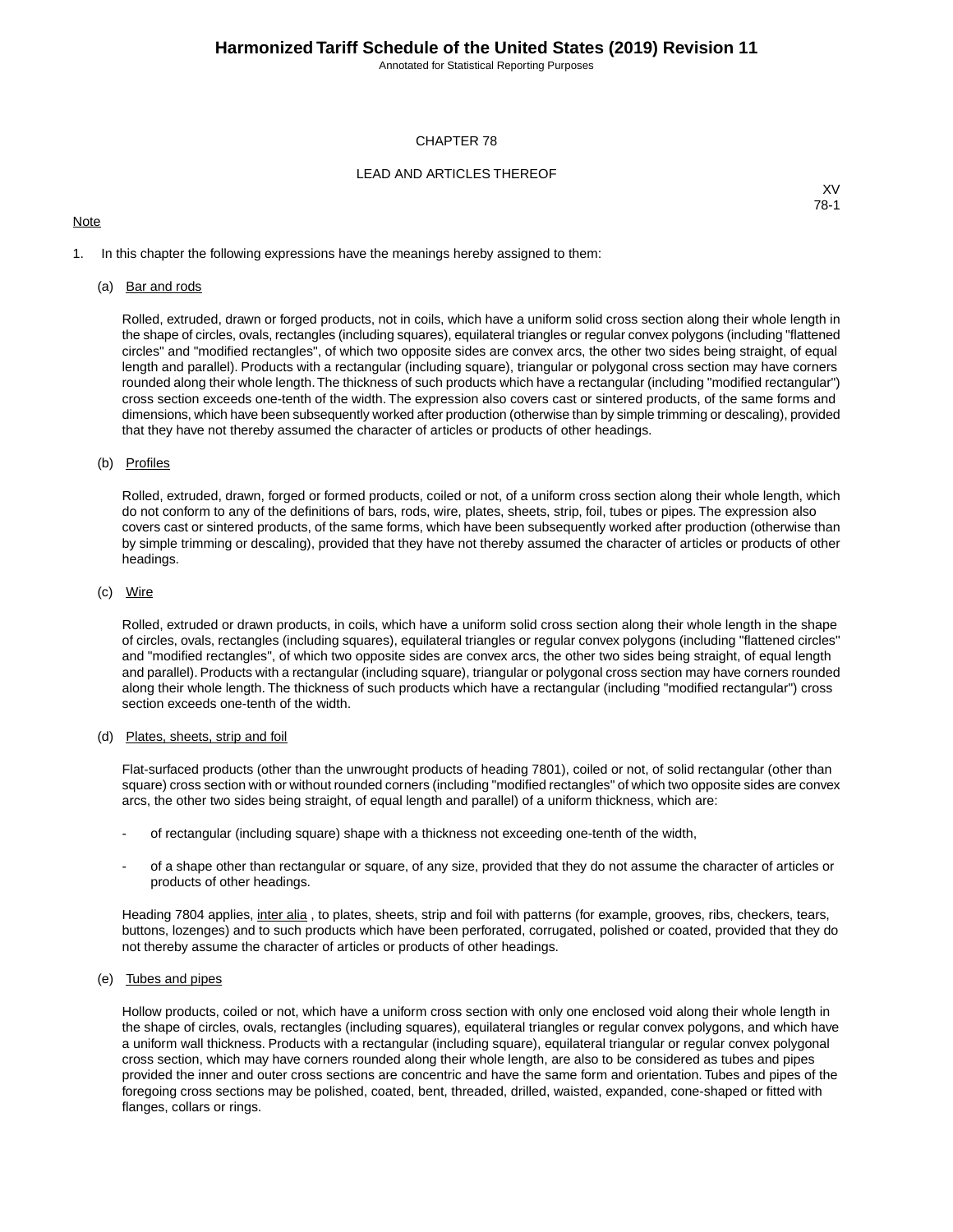# CHAPTER 78

## LEAD AND ARTICLES THEREOF

Note

1. In this chapter the following expressions have the meanings hereby assigned to them:

   (a) Bar and rods

   Rolled, extruded, drawn or forged products, not in coils, which have a uniform solid cross section along their whole length in the shape of circles, ovals, rectangles (including squares), equilateral triangles or regular convex polygons (including "flattened circles" and "modified rectangles", of which two opposite sides are convex arcs, the other two sides being straight, of equal length and parallel). Products with a rectangular (including square), triangular or polygonal cross section may have corners rounded along their whole length. The thickness of such products which have a rectangular (including "modified rectangular") cross section exceeds one-tenth of the width. The expression also covers cast or sintered products, of the same forms and dimensions, which have been subsequently worked after production (otherwise than by simple trimming or descaling), provided that they have not thereby assumed the character of articles or products of other headings.

   (b) Profiles

   Rolled, extruded, drawn, forged or formed products, coiled or not, of a uniform cross section along their whole length, which do not conform to any of the definitions of bars, rods, wire, plates, sheets, strip, foil, tubes or pipes. The expression also covers cast or sintered products, of the same forms, which have been subsequently worked after production (otherwise than by simple trimming or descaling), provided that they have not thereby assumed the character of articles or products of other headings.

   (c) Wire

   Rolled, extruded or drawn products, in coils, which have a uniform solid cross section along their whole length in the shape of circles, ovals, rectangles (including squares), equilateral triangles or regular convex polygons (including "flattened circles" and "modified rectangles", of which two opposite sides are convex arcs, the other two sides being straight, of equal length and parallel). Products with a rectangular (including square), triangular or polygonal cross section may have corners rounded along their whole length. The thickness of such products which have a rectangular (including "modified rectangular") cross section exceeds one-tenth of the width.

   (d) Plates, sheets, strip and foil

   Flat-surfaced products (other than the unwrought products of heading 7801), coiled or not, of solid rectangular (other than square) cross section with or without rounded corners (including "modified rectangles" of which two opposite sides are convex arcs, the other two sides being straight, of equal length and parallel) of a uniform thickness, which are:

   - of rectangular (including square) shape with a thickness not exceeding one-tenth of the width,
   - of a shape other than rectangular or square, of any size, provided that they do not assume the character of articles or products of other headings.

   Heading 7804 applies, inter alia , to plates, sheets, strip and foil with patterns (for example, grooves, ribs, checkers, tears, buttons, lozenges) and to such products which have been perforated, corrugated, polished or coated, provided that they do not thereby assume the character of articles or products of other headings.

   (e) Tubes and pipes

   Hollow products, coiled or not, which have a uniform cross section with only one enclosed void along their whole length in the shape of circles, ovals, rectangles (including squares), equilateral triangles or regular convex polygons, and which have a uniform wall thickness. Products with a rectangular (including square), equilateral triangular or regular convex polygonal cross section, which may have corners rounded along their whole length, are also to be considered as tubes and pipes provided the inner and outer cross sections are concentric and have the same form and orientation. Tubes and pipes of the foregoing cross sections may be polished, coated, bent, threaded, drilled, waisted, expanded, cone-shaped or fitted with flanges, collars or rings.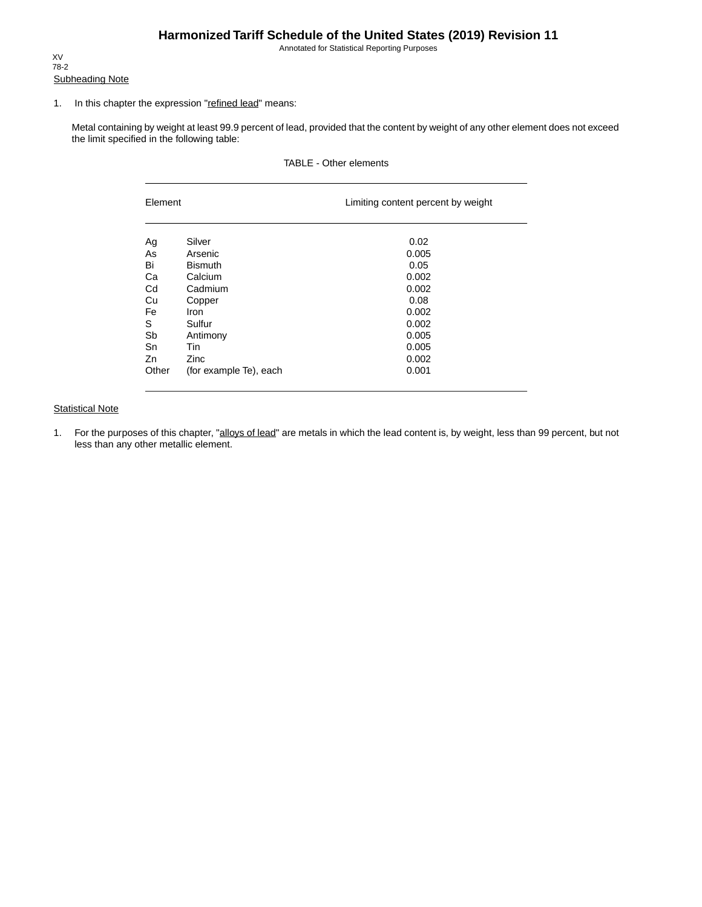XV
78-2

Subheading Note

1. In this chapter the expression "refined lead" means:

   Metal containing by weight at least 99.9 percent of lead, provided that the content by weight of any other element does not exceed the limit specified in the following table:

TABLE - Other elements

| Element | | Limiting content percent by weight |
|---|---|---|
| Ag | Silver | 0.02 |
| As | Arsenic | 0.005 |
| Bi | Bismuth | 0.05 |
| Ca | Calcium | 0.002 |
| Cd | Cadmium | 0.002 |
| Cu | Copper | 0.08 |
| Fe | Iron | 0.002 |
| S | Sulfur | 0.002 |
| Sb | Antimony | 0.005 |
| Sn | Tin | 0.005 |
| Zn | Zinc | 0.002 |
| Other | (for example Te), each | 0.001 |

Statistical Note

1. For the purposes of this chapter, "alloys of lead" are metals in which the lead content is, by weight, less than 99 percent, but not less than any other metallic element.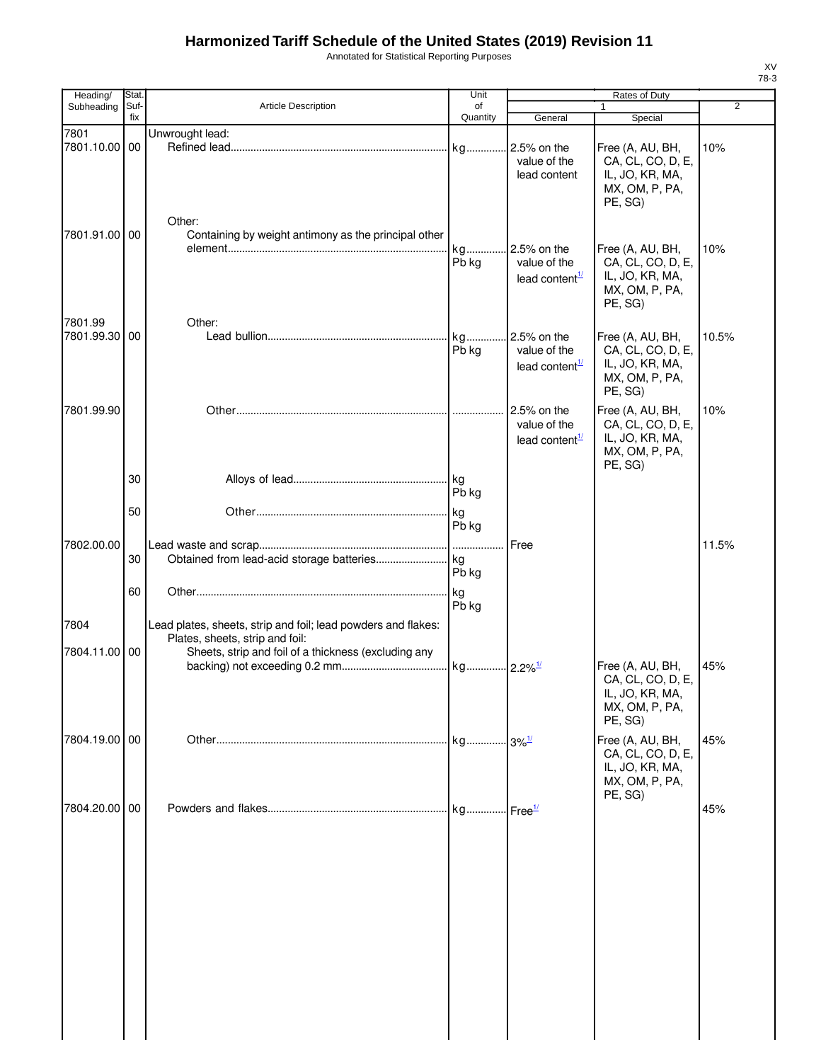# Harmonized Tariff Schedule of the United States (2019) Revision 11

Annotated for Statistical Reporting Purposes

XV
78-3

| Heading/ Subheading | Stat. Suf- fix | Article Description | Unit of Quantity | Rates of Duty 1 General | Rates of Duty 1 Special | Rates of Duty 2 |
|---|---|---|---|---|---|---|
| 7801 | | Unwrought lead: | | | | |
| 7801.10.00 | 00 | Refined lead | kg | 2.5% on the value of the lead content | Free (A, AU, BH, CA, CL, CO, D, E, IL, JO, KR, MA, MX, OM, P, PA, PE, SG) | 10% |
| | | Other: | | | | |
| 7801.91.00 | 00 | Containing by weight antimony as the principal other element | kg Pb kg | 2.5% on the value of the lead content[1/] | Free (A, AU, BH, CA, CL, CO, D, E, IL, JO, KR, MA, MX, OM, P, PA, PE, SG) | 10% |
| 7801.99 | | Other: | | | | |
| 7801.99.30 | 00 | Lead bullion | kg Pb kg | 2.5% on the value of the lead content[1/] | Free (A, AU, BH, CA, CL, CO, D, E, IL, JO, KR, MA, MX, OM, P, PA, PE, SG) | 10.5% |
| 7801.99.90 | | Other | | 2.5% on the value of the lead content[1/] | Free (A, AU, BH, CA, CL, CO, D, E, IL, JO, KR, MA, MX, OM, P, PA, PE, SG) | 10% |
| | 30 | Alloys of lead | kg Pb kg | | | |
| | 50 | Other | kg Pb kg | | | |
| 7802.00.00 | | Lead waste and scrap | | Free | | 11.5% |
| | 30 | Obtained from lead-acid storage batteries | kg Pb kg | | | |
| | 60 | Other | kg Pb kg | | | |
| 7804 | | Lead plates, sheets, strip and foil; lead powders and flakes: | | | | |
| | | Plates, sheets, strip and foil: | | | | |
| 7804.11.00 | 00 | Sheets, strip and foil of a thickness (excluding any backing) not exceeding 0.2 mm | kg | 2.2%[1/] | Free (A, AU, BH, CA, CL, CO, D, E, IL, JO, KR, MA, MX, OM, P, PA, PE, SG) | 45% |
| 7804.19.00 | 00 | Other | kg | 3%[1/] | Free (A, AU, BH, CA, CL, CO, D, E, IL, JO, KR, MA, MX, OM, P, PA, PE, SG) | 45% |
| 7804.20.00 | 00 | Powders and flakes | kg | Free[1/] | | 45% |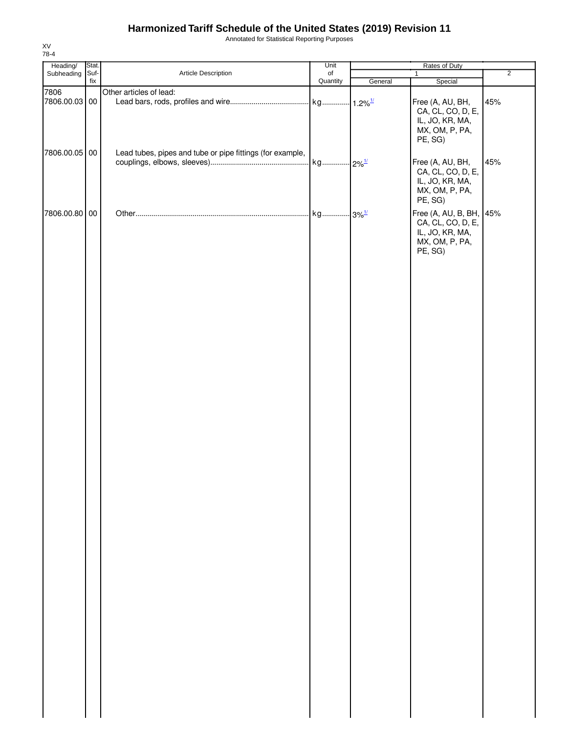# Harmonized Tariff Schedule of the United States (2019) Revision 11

Annotated for Statistical Reporting Purposes

XV
78-4

| Heading/ Subheading | Stat. Suf- fix | Article Description | Unit of Quantity | Rates of Duty 1 General | Special | 2 |
|---|---|---|---|---|---|---|
| 7806 | | Other articles of lead: | | | | |
| 7806.00.03 | 00 | Lead bars, rods, profiles and wire | kg | 1.2%[1/] | Free (A, AU, BH, CA, CL, CO, D, E, IL, JO, KR, MA, MX, OM, P, PA, PE, SG) | 45% |
| 7806.00.05 | 00 | Lead tubes, pipes and tube or pipe fittings (for example, couplings, elbows, sleeves) | kg | 2%[1/] | Free (A, AU, BH, CA, CL, CO, D, E, IL, JO, KR, MA, MX, OM, P, PA, PE, SG) | 45% |
| 7806.00.80 | 00 | Other | kg | 3%[1/] | Free (A, AU, B, BH, CA, CL, CO, D, E, IL, JO, KR, MA, MX, OM, P, PA, PE, SG) | 45% |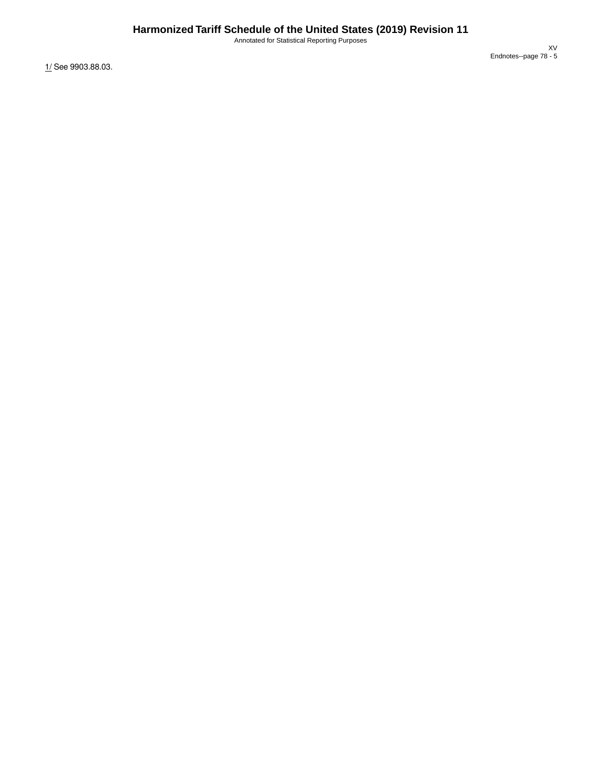1/ See 9903.88.03.